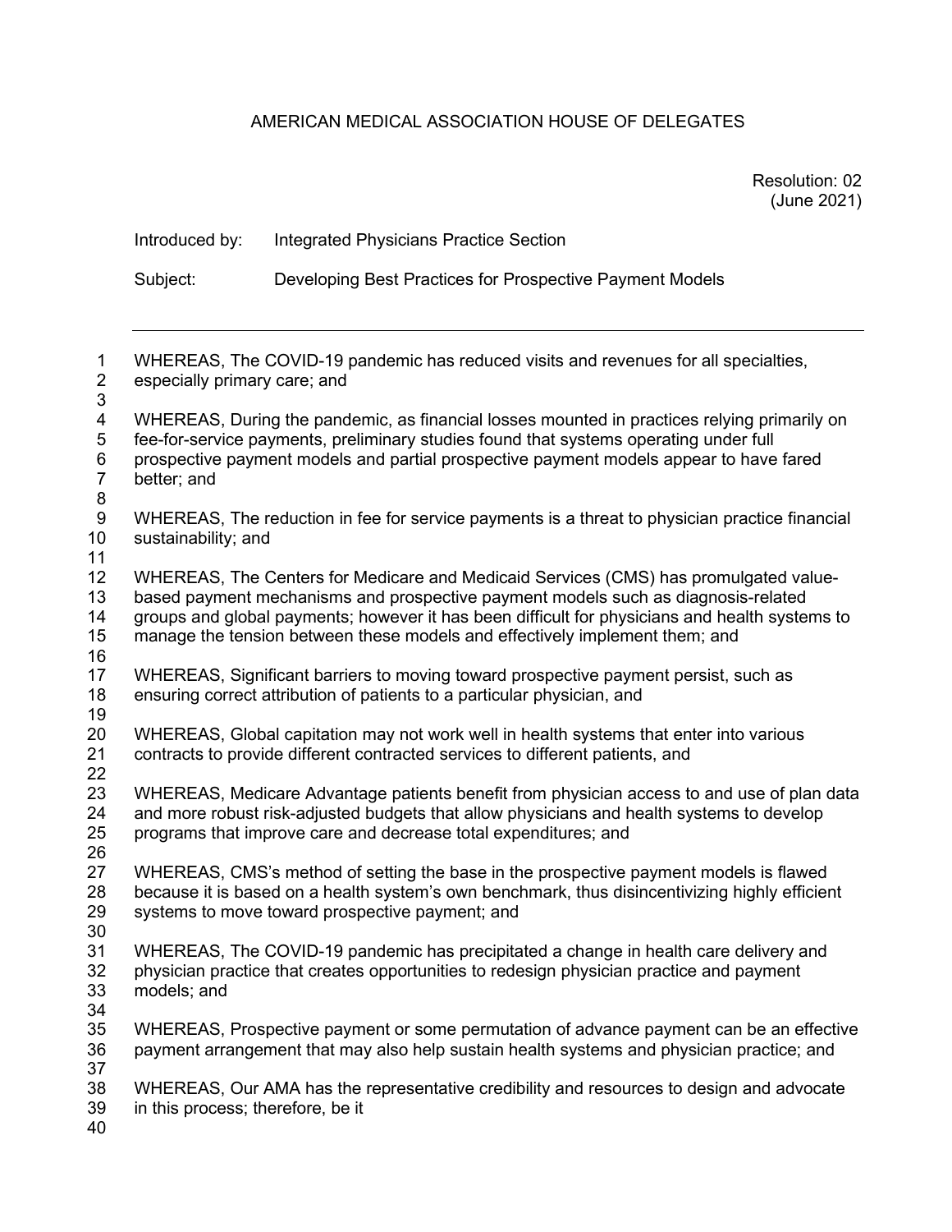AMERICAN MEDICAL ASSOCIATION HOUSE OF DELEGATES

Resolution: 02
(June 2021)

Introduced by: Integrated Physicians Practice Section

Subject: Developing Best Practices for Prospective Payment Models

---

WHEREAS, The COVID-19 pandemic has reduced visits and revenues for all specialties, especially primary care; and

WHEREAS, During the pandemic, as financial losses mounted in practices relying primarily on fee-for-service payments, preliminary studies found that systems operating under full prospective payment models and partial prospective payment models appear to have fared better; and

WHEREAS, The reduction in fee for service payments is a threat to physician practice financial sustainability; and

WHEREAS, The Centers for Medicare and Medicaid Services (CMS) has promulgated value-based payment mechanisms and prospective payment models such as diagnosis-related groups and global payments; however it has been difficult for physicians and health systems to manage the tension between these models and effectively implement them; and

WHEREAS, Significant barriers to moving toward prospective payment persist, such as ensuring correct attribution of patients to a particular physician, and

WHEREAS, Global capitation may not work well in health systems that enter into various contracts to provide different contracted services to different patients, and

WHEREAS, Medicare Advantage patients benefit from physician access to and use of plan data and more robust risk-adjusted budgets that allow physicians and health systems to develop programs that improve care and decrease total expenditures; and

WHEREAS, CMS's method of setting the base in the prospective payment models is flawed because it is based on a health system's own benchmark, thus disincentivizing highly efficient systems to move toward prospective payment; and

WHEREAS, The COVID-19 pandemic has precipitated a change in health care delivery and physician practice that creates opportunities to redesign physician practice and payment models; and

WHEREAS, Prospective payment or some permutation of advance payment can be an effective payment arrangement that may also help sustain health systems and physician practice; and

WHEREAS, Our AMA has the representative credibility and resources to design and advocate in this process; therefore, be it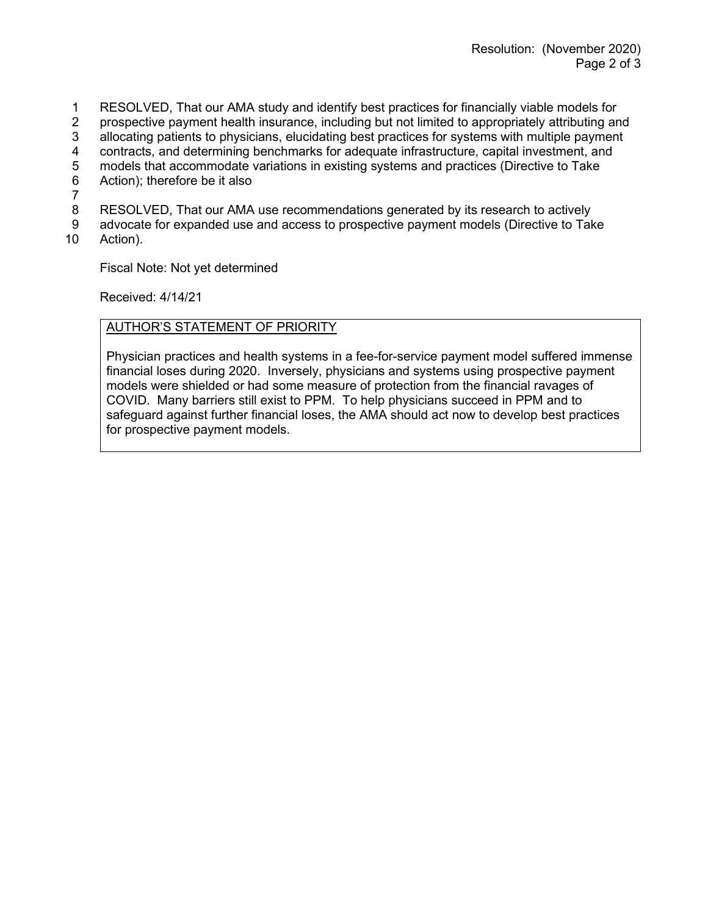RESOLVED, That our AMA study and identify best practices for financially viable models for prospective payment health insurance, including but not limited to appropriately attributing and allocating patients to physicians, elucidating best practices for systems with multiple payment contracts, and determining benchmarks for adequate infrastructure, capital investment, and models that accommodate variations in existing systems and practices (Directive to Take Action); therefore be it also

RESOLVED, That our AMA use recommendations generated by its research to actively advocate for expanded use and access to prospective payment models (Directive to Take Action).

Fiscal Note: Not yet determined

Received: 4/14/21

<u>AUTHOR'S STATEMENT OF PRIORITY</u>

Physician practices and health systems in a fee-for-service payment model suffered immense financial loses during 2020. Inversely, physicians and systems using prospective payment models were shielded or had some measure of protection from the financial ravages of COVID. Many barriers still exist to PPM. To help physicians succeed in PPM and to safeguard against further financial loses, the AMA should act now to develop best practices for prospective payment models.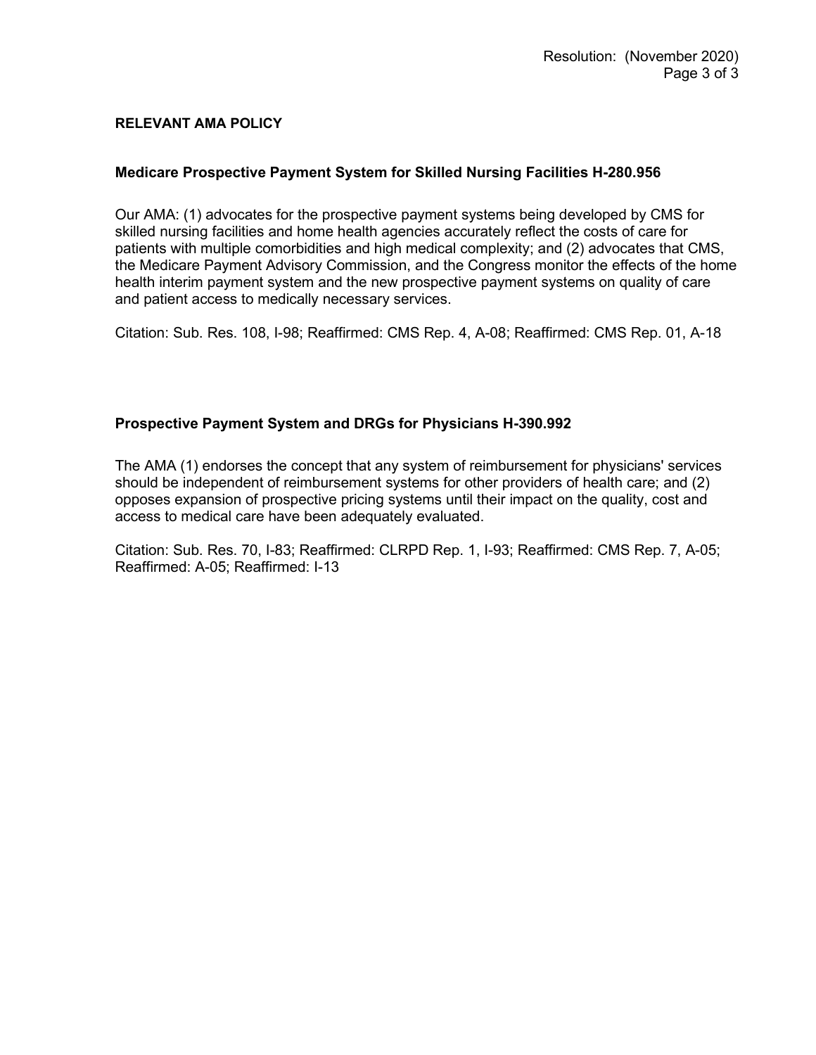## RELEVANT AMA POLICY

### Medicare Prospective Payment System for Skilled Nursing Facilities H-280.956

Our AMA: (1) advocates for the prospective payment systems being developed by CMS for skilled nursing facilities and home health agencies accurately reflect the costs of care for patients with multiple comorbidities and high medical complexity; and (2) advocates that CMS, the Medicare Payment Advisory Commission, and the Congress monitor the effects of the home health interim payment system and the new prospective payment systems on quality of care and patient access to medically necessary services.

Citation: Sub. Res. 108, I-98; Reaffirmed: CMS Rep. 4, A-08; Reaffirmed: CMS Rep. 01, A-18

### Prospective Payment System and DRGs for Physicians H-390.992

The AMA (1) endorses the concept that any system of reimbursement for physicians' services should be independent of reimbursement systems for other providers of health care; and (2) opposes expansion of prospective pricing systems until their impact on the quality, cost and access to medical care have been adequately evaluated.

Citation: Sub. Res. 70, I-83; Reaffirmed: CLRPD Rep. 1, I-93; Reaffirmed: CMS Rep. 7, A-05; Reaffirmed: A-05; Reaffirmed: I-13